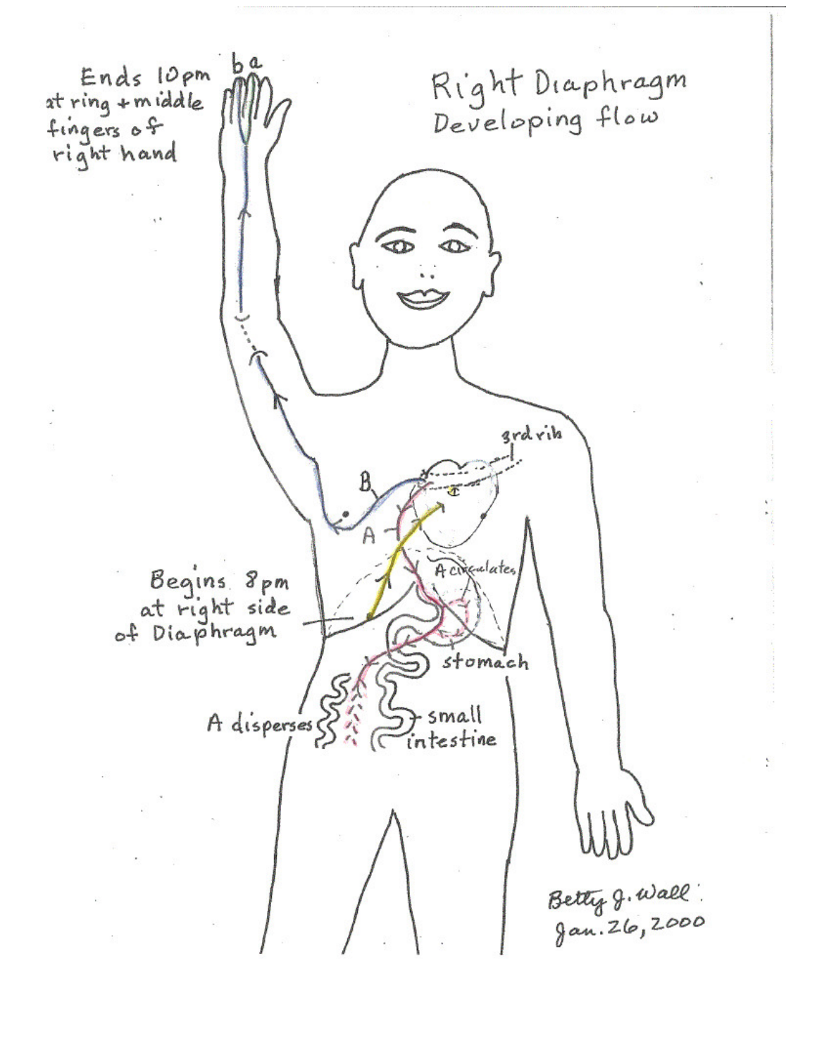# Right Diaphragm
## Developing flow

Ends 10pm at ring + middle fingers of right hand

b a

3rd rib

B

A

A circulates

Begins 8pm at right side of Diaphragm

stomach

A disperses

small intestine

Betty J. Wall
Jan. 26, 2000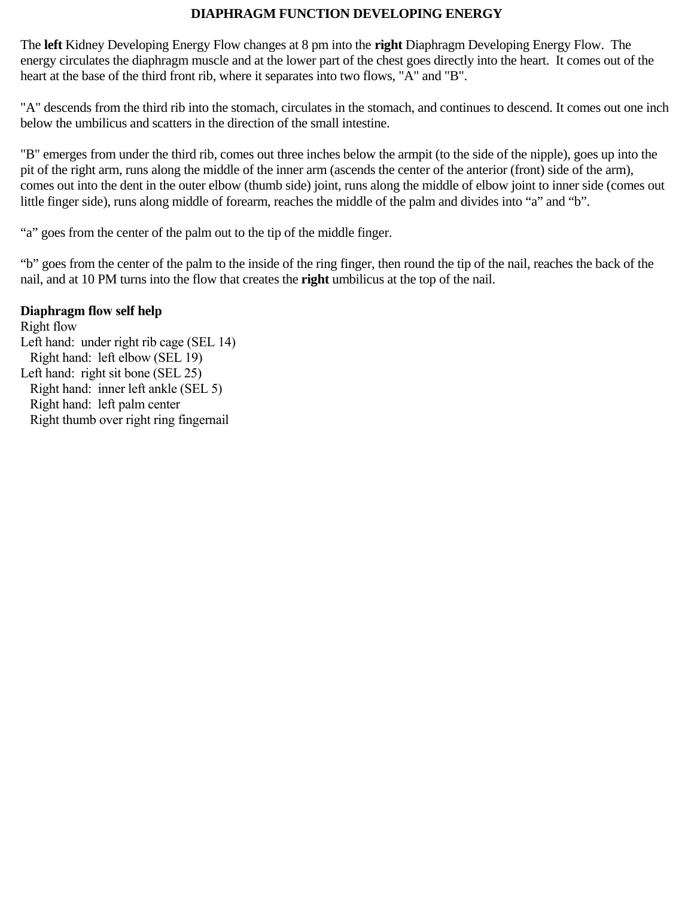# DIAPHRAGM FUNCTION DEVELOPING ENERGY

The **left** Kidney Developing Energy Flow changes at 8 pm into the **right** Diaphragm Developing Energy Flow. The energy circulates the diaphragm muscle and at the lower part of the chest goes directly into the heart. It comes out of the heart at the base of the third front rib, where it separates into two flows, "A" and "B".

"A" descends from the third rib into the stomach, circulates in the stomach, and continues to descend. It comes out one inch below the umbilicus and scatters in the direction of the small intestine.

"B" emerges from under the third rib, comes out three inches below the armpit (to the side of the nipple), goes up into the pit of the right arm, runs along the middle of the inner arm (ascends the center of the anterior (front) side of the arm), comes out into the dent in the outer elbow (thumb side) joint, runs along the middle of elbow joint to inner side (comes out little finger side), runs along middle of forearm, reaches the middle of the palm and divides into “a” and “b”.

“a” goes from the center of the palm out to the tip of the middle finger.

“b” goes from the center of the palm to the inside of the ring finger, then round the tip of the nail, reaches the back of the nail, and at 10 PM turns into the flow that creates the **right** umbilicus at the top of the nail.

**Diaphragm flow self help**

Right flow
Left hand: under right rib cage (SEL 14)
  Right hand: left elbow (SEL 19)
Left hand: right sit bone (SEL 25)
  Right hand: inner left ankle (SEL 5)
  Right hand: left palm center
  Right thumb over right ring fingernail